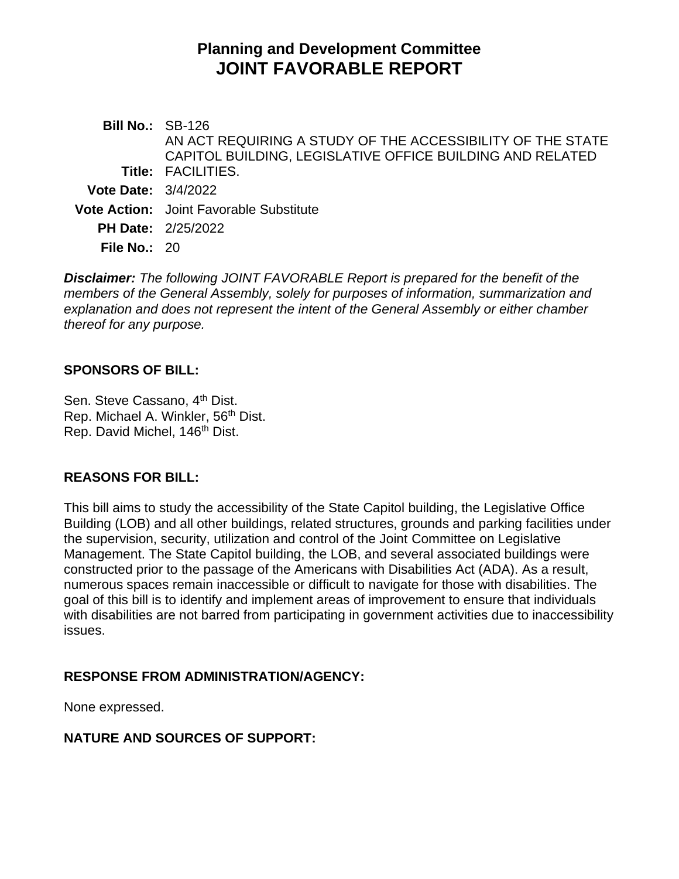# Planning and Development Committee
# JOINT FAVORABLE REPORT

**Bill No.:** SB-126

**Title:** AN ACT REQUIRING A STUDY OF THE ACCESSIBILITY OF THE STATE CAPITOL BUILDING, LEGISLATIVE OFFICE BUILDING AND RELATED FACILITIES.

**Vote Date:** 3/4/2022

**Vote Action:** Joint Favorable Substitute

**PH Date:** 2/25/2022

**File No.:** 20

***Disclaimer:*** *The following JOINT FAVORABLE Report is prepared for the benefit of the members of the General Assembly, solely for purposes of information, summarization and explanation and does not represent the intent of the General Assembly or either chamber thereof for any purpose.*

**SPONSORS OF BILL:**

Sen. Steve Cassano, 4th Dist.
Rep. Michael A. Winkler, 56th Dist.
Rep. David Michel, 146th Dist.

**REASONS FOR BILL:**

This bill aims to study the accessibility of the State Capitol building, the Legislative Office Building (LOB) and all other buildings, related structures, grounds and parking facilities under the supervision, security, utilization and control of the Joint Committee on Legislative Management. The State Capitol building, the LOB, and several associated buildings were constructed prior to the passage of the Americans with Disabilities Act (ADA). As a result, numerous spaces remain inaccessible or difficult to navigate for those with disabilities. The goal of this bill is to identify and implement areas of improvement to ensure that individuals with disabilities are not barred from participating in government activities due to inaccessibility issues.

**RESPONSE FROM ADMINISTRATION/AGENCY:**

None expressed.

**NATURE AND SOURCES OF SUPPORT:**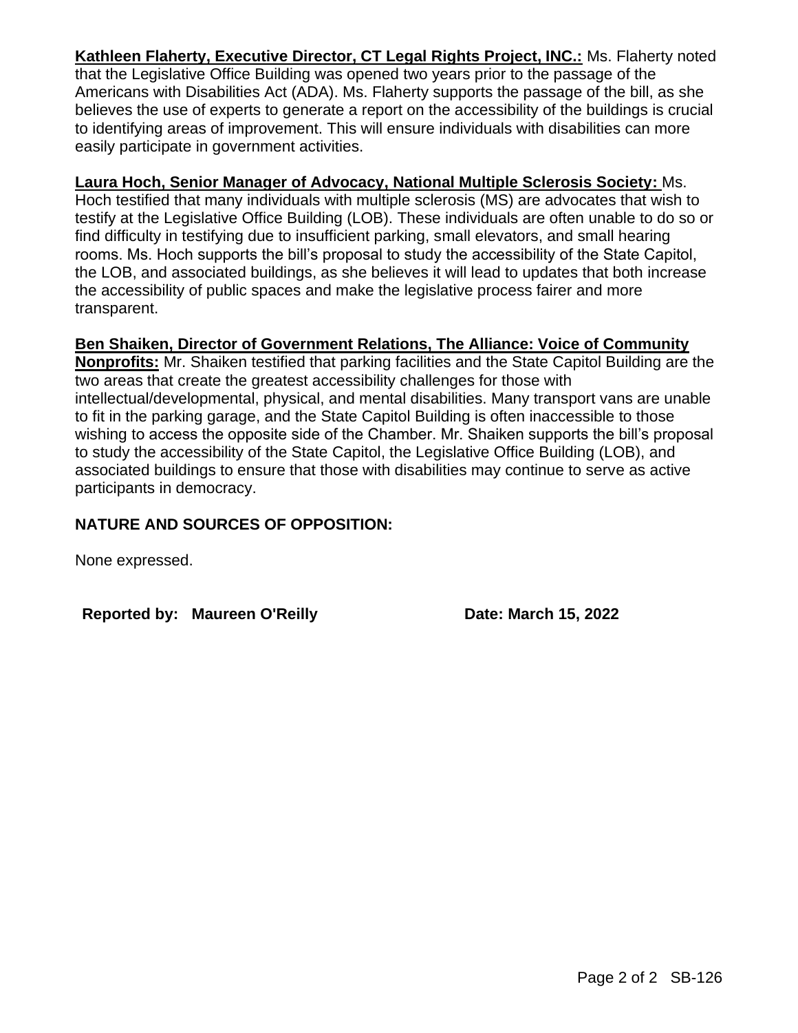**Kathleen Flaherty, Executive Director, CT Legal Rights Project, INC.:** Ms. Flaherty noted that the Legislative Office Building was opened two years prior to the passage of the Americans with Disabilities Act (ADA). Ms. Flaherty supports the passage of the bill, as she believes the use of experts to generate a report on the accessibility of the buildings is crucial to identifying areas of improvement. This will ensure individuals with disabilities can more easily participate in government activities.

**Laura Hoch, Senior Manager of Advocacy, National Multiple Sclerosis Society:** Ms. Hoch testified that many individuals with multiple sclerosis (MS) are advocates that wish to testify at the Legislative Office Building (LOB). These individuals are often unable to do so or find difficulty in testifying due to insufficient parking, small elevators, and small hearing rooms. Ms. Hoch supports the bill's proposal to study the accessibility of the State Capitol, the LOB, and associated buildings, as she believes it will lead to updates that both increase the accessibility of public spaces and make the legislative process fairer and more transparent.

**Ben Shaiken, Director of Government Relations, The Alliance: Voice of Community Nonprofits:** Mr. Shaiken testified that parking facilities and the State Capitol Building are the two areas that create the greatest accessibility challenges for those with intellectual/developmental, physical, and mental disabilities. Many transport vans are unable to fit in the parking garage, and the State Capitol Building is often inaccessible to those wishing to access the opposite side of the Chamber. Mr. Shaiken supports the bill's proposal to study the accessibility of the State Capitol, the Legislative Office Building (LOB), and associated buildings to ensure that those with disabilities may continue to serve as active participants in democracy.

**NATURE AND SOURCES OF OPPOSITION:**

None expressed.

**Reported by: Maureen O'Reilly** **Date: March 15, 2022**